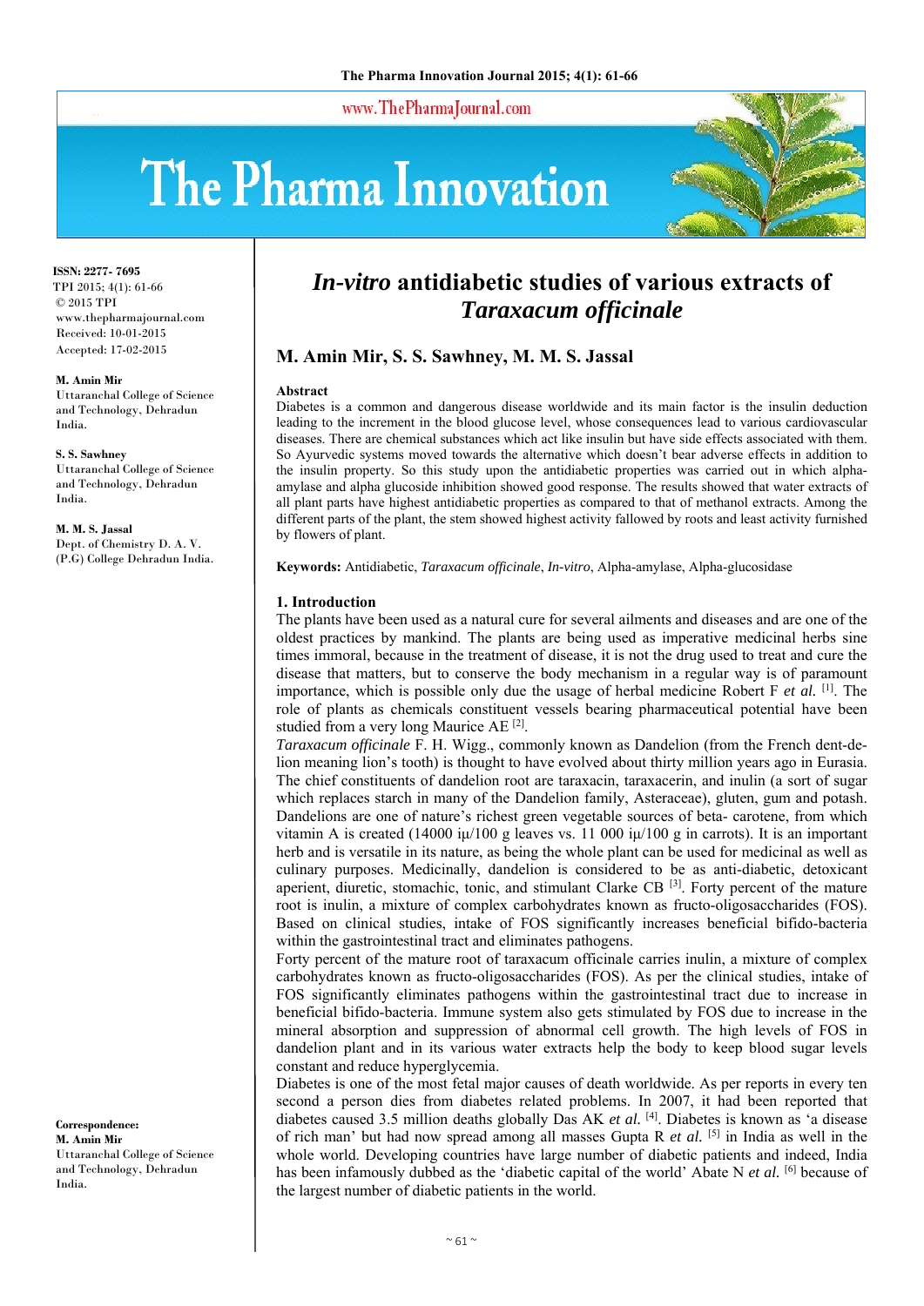# *In-vitro* antidiabetic studies of various extracts of *Taraxacum officinale*

**M. Amin Mir, S. S. Sawhney, M. M. S. Jassal**

ISSN: 2277- 7695
TPI 2015; 4(1): 61-66
© 2015 TPI
www.thepharmajournal.com
Received: 10-01-2015
Accepted: 17-02-2015

**M. Amin Mir**
Uttaranchal College of Science and Technology, Dehradun India.

**S. S. Sawhney**
Uttaranchal College of Science and Technology, Dehradun India.

**M. M. S. Jassal**
Dept. of Chemistry D. A. V. (P.G) College Dehradun India.

**Correspondence:**
**M. Amin Mir**
Uttaranchal College of Science and Technology, Dehradun India.

### Abstract

Diabetes is a common and dangerous disease worldwide and its main factor is the insulin deduction leading to the increment in the blood glucose level, whose consequences lead to various cardiovascular diseases. There are chemical substances which act like insulin but have side effects associated with them. So Ayurvedic systems moved towards the alternative which doesn't bear adverse effects in addition to the insulin property. So this study upon the antidiabetic properties was carried out in which alpha-amylase and alpha glucoside inhibition showed good response. The results showed that water extracts of all plant parts have highest antidiabetic properties as compared to that of methanol extracts. Among the different parts of the plant, the stem showed highest activity fallowed by roots and least activity furnished by flowers of plant.

**Keywords:** Antidiabetic, *Taraxacum officinale*, *In-vitro*, Alpha-amylase, Alpha-glucosidase

## 1. Introduction

The plants have been used as a natural cure for several ailments and diseases and are one of the oldest practices by mankind. The plants are being used as imperative medicinal herbs sine times immoral, because in the treatment of disease, it is not the drug used to treat and cure the disease that matters, but to conserve the body mechanism in a regular way is of paramount importance, which is possible only due the usage of herbal medicine Robert F *et al.* [1]. The role of plants as chemicals constituent vessels bearing pharmaceutical potential have been studied from a very long Maurice AE [2].

*Taraxacum officinale* F. H. Wigg., commonly known as Dandelion (from the French dent-de-lion meaning lion's tooth) is thought to have evolved about thirty million years ago in Eurasia. The chief constituents of dandelion root are taraxacin, taraxacerin, and inulin (a sort of sugar which replaces starch in many of the Dandelion family, Asteraceae), gluten, gum and potash. Dandelions are one of nature's richest green vegetable sources of beta- carotene, from which vitamin A is created (14000 iμ/100 g leaves vs. 11 000 iμ/100 g in carrots). It is an important herb and is versatile in its nature, as being the whole plant can be used for medicinal as well as culinary purposes. Medicinally, dandelion is considered to be as anti-diabetic, detoxicant aperient, diuretic, stomachic, tonic, and stimulant Clarke CB [3]. Forty percent of the mature root is inulin, a mixture of complex carbohydrates known as fructo-oligosaccharides (FOS). Based on clinical studies, intake of FOS significantly increases beneficial bifido-bacteria within the gastrointestinal tract and eliminates pathogens.

Forty percent of the mature root of taraxacum officinale carries inulin, a mixture of complex carbohydrates known as fructo-oligosaccharides (FOS). As per the clinical studies, intake of FOS significantly eliminates pathogens within the gastrointestinal tract due to increase in beneficial bifido-bacteria. Immune system also gets stimulated by FOS due to increase in the mineral absorption and suppression of abnormal cell growth. The high levels of FOS in dandelion plant and in its various water extracts help the body to keep blood sugar levels constant and reduce hyperglycemia.

Diabetes is one of the most fetal major causes of death worldwide. As per reports in every ten second a person dies from diabetes related problems. In 2007, it had been reported that diabetes caused 3.5 million deaths globally Das AK *et al.* [4]. Diabetes is known as 'a disease of rich man' but had now spread among all masses Gupta R *et al.* [5] in India as well in the whole world. Developing countries have large number of diabetic patients and indeed, India has been infamously dubbed as the 'diabetic capital of the world' Abate N *et al.* [6] because of the largest number of diabetic patients in the world.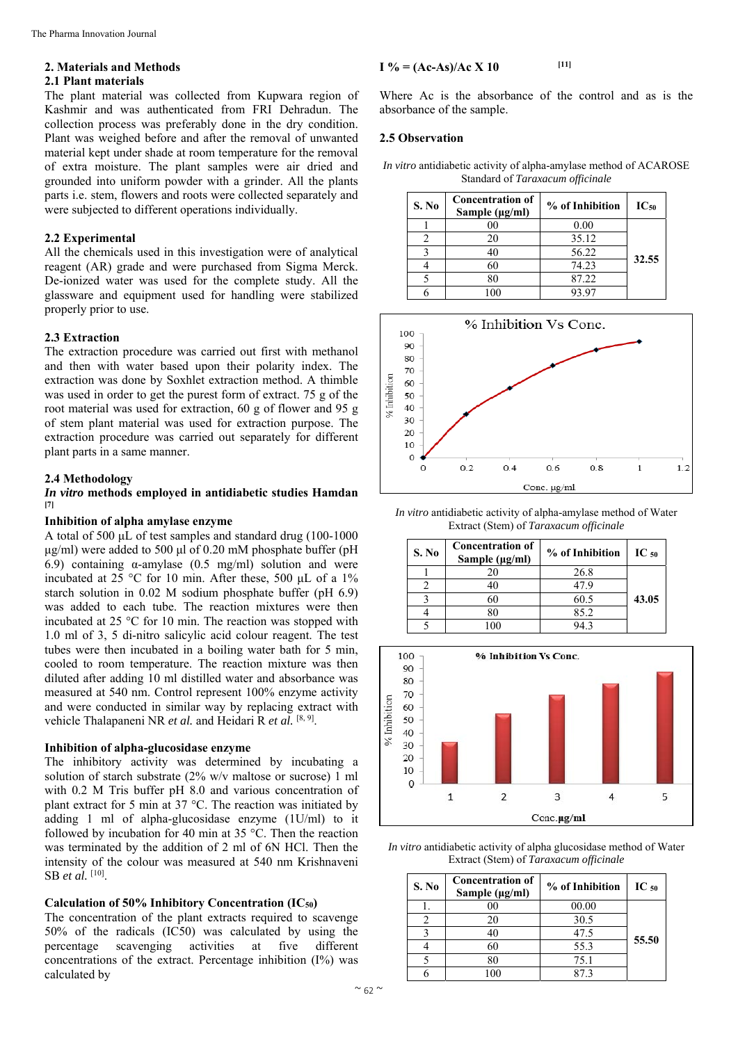## 2. Materials and Methods

### 2.1 Plant materials

The plant material was collected from Kupwara region of Kashmir and was authenticated from FRI Dehradun. The collection process was preferably done in the dry condition. Plant was weighed before and after the removal of unwanted material kept under shade at room temperature for the removal of extra moisture. The plant samples were air dried and grounded into uniform powder with a grinder. All the plants parts i.e. stem, flowers and roots were collected separately and were subjected to different operations individually.

### 2.2 Experimental

All the chemicals used in this investigation were of analytical reagent (AR) grade and were purchased from Sigma Merck. De-ionized water was used for the complete study. All the glassware and equipment used for handling were stabilized properly prior to use.

### 2.3 Extraction

The extraction procedure was carried out first with methanol and then with water based upon their polarity index. The extraction was done by Soxhlet extraction method. A thimble was used in order to get the purest form of extract. 75 g of the root material was used for extraction, 60 g of flower and 95 g of stem plant material was used for extraction purpose. The extraction procedure was carried out separately for different plant parts in a same manner.

### 2.4 Methodology

***In vitro* methods employed in antidiabetic studies Hamdan [7]**

**Inhibition of alpha amylase enzyme**

A total of 500 µL of test samples and standard drug (100-1000 µg/ml) were added to 500 µl of 0.20 mM phosphate buffer (pH 6.9) containing α-amylase (0.5 mg/ml) solution and were incubated at 25 °C for 10 min. After these, 500 µL of a 1% starch solution in 0.02 M sodium phosphate buffer (pH 6.9) was added to each tube. The reaction mixtures were then incubated at 25 °C for 10 min. The reaction was stopped with 1.0 ml of 3, 5 di-nitro salicylic acid colour reagent. The test tubes were then incubated in a boiling water bath for 5 min, cooled to room temperature. The reaction mixture was then diluted after adding 10 ml distilled water and absorbance was measured at 540 nm. Control represent 100% enzyme activity and were conducted in similar way by replacing extract with vehicle Thalapaneni NR *et al.* and Heidari R *et al.* [8, 9].

**Inhibition of alpha-glucosidase enzyme**

The inhibitory activity was determined by incubating a solution of starch substrate (2% w/v maltose or sucrose) 1 ml with 0.2 M Tris buffer pH 8.0 and various concentration of plant extract for 5 min at 37 °C. The reaction was initiated by adding 1 ml of alpha-glucosidase enzyme (1U/ml) to it followed by incubation for 40 min at 35 °C. Then the reaction was terminated by the addition of 2 ml of 6N HCl. Then the intensity of the colour was measured at 540 nm Krishnaveni SB *et al.* [10].

**Calculation of 50% Inhibitory Concentration ($IC_{50}$)**

The concentration of the plant extracts required to scavenge 50% of the radicals (IC50) was calculated by using the percentage scavenging activities at five different concentrations of the extract. Percentage inhibition (I%) was calculated by

$$I\ \% = (Ac\text{-}As)/Ac \times 10 \quad [11]$$

Where Ac is the absorbance of the control and as is the absorbance of the sample.

### 2.5 Observation

*In vitro* antidiabetic activity of alpha-amylase method of ACAROSE Standard of *Taraxacum officinale*

| S. No | Concentration of Sample (µg/ml) | % of Inhibition | $IC_{50}$ |
|---|---|---|---|
| 1 | 00 | 0.00 | 32.55 |
| 2 | 20 | 35.12 | |
| 3 | 40 | 56.22 | |
| 4 | 60 | 74.23 | |
| 5 | 80 | 87.22 | |
| 6 | 100 | 93.97 | |

*In vitro* antidiabetic activity of alpha-amylase method of Water Extract (Stem) of *Taraxacum officinale*

| S. No | Concentration of Sample (µg/ml) | % of Inhibition | $IC_{50}$ |
|---|---|---|---|
| 1 | 20 | 26.8 | 43.05 |
| 2 | 40 | 47.9 | |
| 3 | 60 | 60.5 | |
| 4 | 80 | 85.2 | |
| 5 | 100 | 94.3 | |

*In vitro* antidiabetic activity of alpha glucosidase method of Water Extract (Stem) of *Taraxacum officinale*

| S. No | Concentration of Sample (µg/ml) | % of Inhibition | $IC_{50}$ |
|---|---|---|---|
| 1. | 00 | 00.00 | 55.50 |
| 2 | 20 | 30.5 | |
| 3 | 40 | 47.5 | |
| 4 | 60 | 55.3 | |
| 5 | 80 | 75.1 | |
| 6 | 100 | 87.3 | |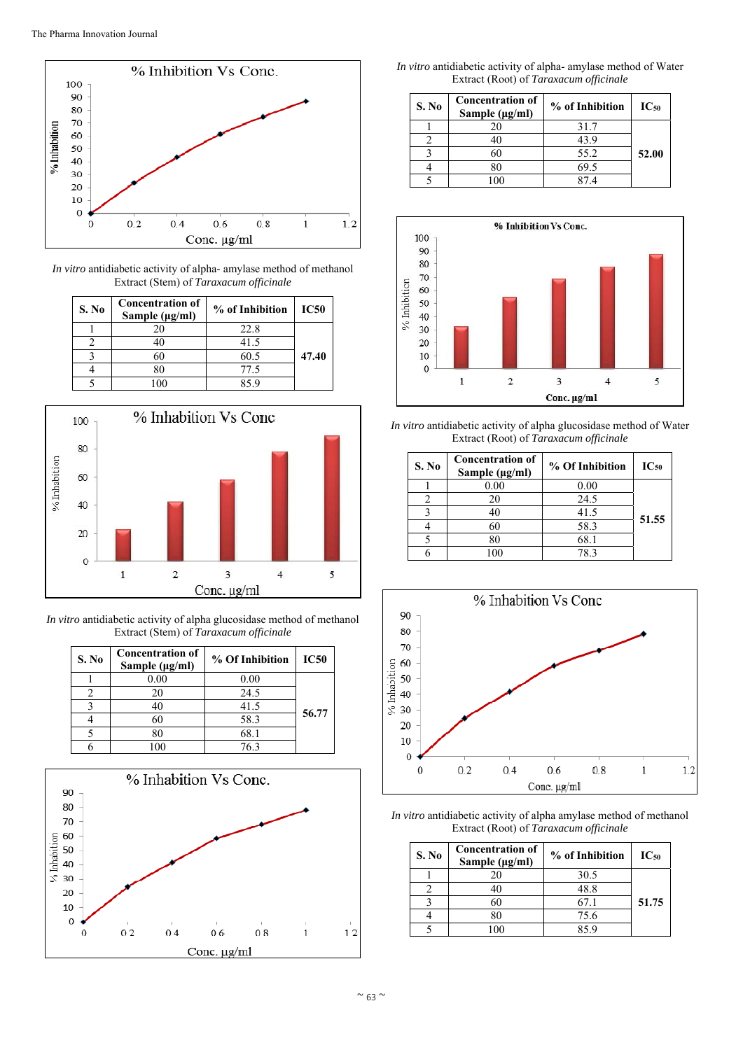*In vitro* antidiabetic activity of alpha- amylase method of methanol Extract (Stem) of *Taraxacum officinale*

| S. No | Concentration of Sample (µg/ml) | % of Inhibition | IC50 |
|---|---|---|---|
| 1 | 20 | 22.8 | 47.40 |
| 2 | 40 | 41.5 | |
| 3 | 60 | 60.5 | |
| 4 | 80 | 77.5 | |
| 5 | 100 | 85.9 | |

*In vitro* antidiabetic activity of alpha glucosidase method of methanol Extract (Stem) of *Taraxacum officinale*

| S. No | Concentration of Sample (µg/ml) | % Of Inhibition | IC50 |
|---|---|---|---|
| 1 | 0.00 | 0.00 | 56.77 |
| 2 | 20 | 24.5 | |
| 3 | 40 | 41.5 | |
| 4 | 60 | 58.3 | |
| 5 | 80 | 68.1 | |
| 6 | 100 | 76.3 | |

*In vitro* antidiabetic activity of alpha- amylase method of Water Extract (Root) of *Taraxacum officinale*

| S. No | Concentration of Sample (µg/ml) | % of Inhibition | $IC_{50}$ |
|---|---|---|---|
| 1 | 20 | 31.7 | 52.00 |
| 2 | 40 | 43.9 | |
| 3 | 60 | 55.2 | |
| 4 | 80 | 69.5 | |
| 5 | 100 | 87.4 | |

*In vitro* antidiabetic activity of alpha glucosidase method of Water Extract (Root) of *Taraxacum officinale*

| S. No | Concentration of Sample (µg/ml) | % Of Inhibition | $IC_{50}$ |
|---|---|---|---|
| 1 | 0.00 | 0.00 | 51.55 |
| 2 | 20 | 24.5 | |
| 3 | 40 | 41.5 | |
| 4 | 60 | 58.3 | |
| 5 | 80 | 68.1 | |
| 6 | 100 | 78.3 | |

*In vitro* antidiabetic activity of alpha amylase method of methanol Extract (Root) of *Taraxacum officinale*

| S. No | Concentration of Sample (µg/ml) | % of Inhibition | $IC_{50}$ |
|---|---|---|---|
| 1 | 20 | 30.5 | 51.75 |
| 2 | 40 | 48.8 | |
| 3 | 60 | 67.1 | |
| 4 | 80 | 75.6 | |
| 5 | 100 | 85.9 | |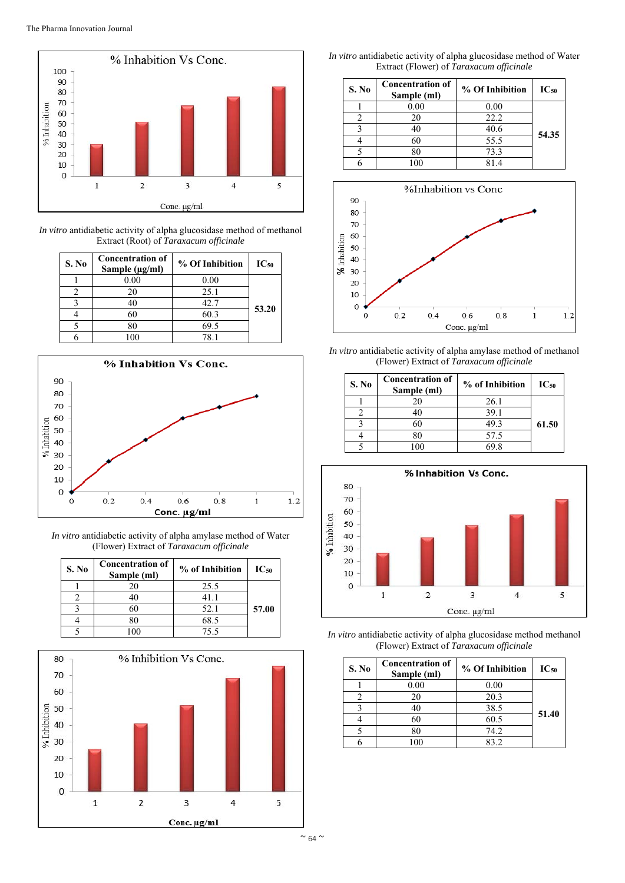*In vitro* antidiabetic activity of alpha glucosidase method of methanol Extract (Root) of *Taraxacum officinale*

| S. No | Concentration of Sample (µg/ml) | % Of Inhibition | $IC_{50}$ |
|---|---|---|---|
| 1 | 0.00 | 0.00 | 53.20 |
| 2 | 20 | 25.1 | |
| 3 | 40 | 42.7 | |
| 4 | 60 | 60.3 | |
| 5 | 80 | 69.5 | |
| 6 | 100 | 78.1 | |

*In vitro* antidiabetic activity of alpha amylase method of Water (Flower) Extract of *Taraxacum officinale*

| S. No | Concentration of Sample (ml) | % of Inhibition | $IC_{50}$ |
|---|---|---|---|
| 1 | 20 | 25.5 | 57.00 |
| 2 | 40 | 41.1 | |
| 3 | 60 | 52.1 | |
| 4 | 80 | 68.5 | |
| 5 | 100 | 75.5 | |

*In vitro* antidiabetic activity of alpha glucosidase method of Water Extract (Flower) of *Taraxacum officinale*

| S. No | Concentration of Sample (ml) | % Of Inhibition | $IC_{50}$ |
|---|---|---|---|
| 1 | 0.00 | 0.00 | 54.35 |
| 2 | 20 | 22.2 | |
| 3 | 40 | 40.6 | |
| 4 | 60 | 55.5 | |
| 5 | 80 | 73.3 | |
| 6 | 100 | 81.4 | |

*In vitro* antidiabetic activity of alpha amylase method of methanol (Flower) Extract of *Taraxacum officinale*

| S. No | Concentration of Sample (ml) | % of Inhibition | $IC_{50}$ |
|---|---|---|---|
| 1 | 20 | 26.1 | 61.50 |
| 2 | 40 | 39.1 | |
| 3 | 60 | 49.3 | |
| 4 | 80 | 57.5 | |
| 5 | 100 | 69.8 | |

*In vitro* antidiabetic activity of alpha glucosidase method methanol (Flower) Extract of *Taraxacum officinale*

| S. No | Concentration of Sample (ml) | % Of Inhibition | $IC_{50}$ |
|---|---|---|---|
| 1 | 0.00 | 0.00 | 51.40 |
| 2 | 20 | 20.3 | |
| 3 | 40 | 38.5 | |
| 4 | 60 | 60.5 | |
| 5 | 80 | 74.2 | |
| 6 | 100 | 83.2 | |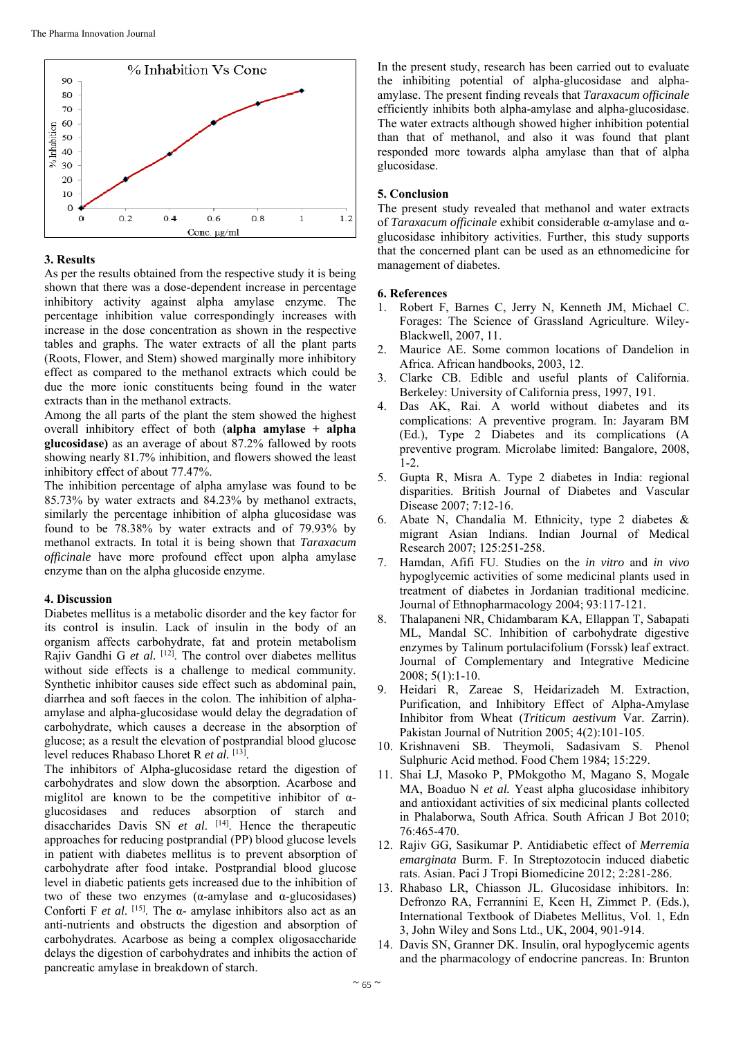## 3. Results

As per the results obtained from the respective study it is being shown that there was a dose-dependent increase in percentage inhibitory activity against alpha amylase enzyme. The percentage inhibition value correspondingly increases with increase in the dose concentration as shown in the respective tables and graphs. The water extracts of all the plant parts (Roots, Flower, and Stem) showed marginally more inhibitory effect as compared to the methanol extracts which could be due the more ionic constituents being found in the water extracts than in the methanol extracts.

Among the all parts of the plant the stem showed the highest overall inhibitory effect of both (**alpha amylase + alpha glucosidase)** as an average of about 87.2% fallowed by roots showing nearly 81.7% inhibition, and flowers showed the least inhibitory effect of about 77.47%.

The inhibition percentage of alpha amylase was found to be 85.73% by water extracts and 84.23% by methanol extracts, similarly the percentage inhibition of alpha glucosidase was found to be 78.38% by water extracts and of 79.93% by methanol extracts. In total it is being shown that *Taraxacum officinale* have more profound effect upon alpha amylase enzyme than on the alpha glucoside enzyme.

## 4. Discussion

Diabetes mellitus is a metabolic disorder and the key factor for its control is insulin. Lack of insulin in the body of an organism affects carbohydrate, fat and protein metabolism Rajiv Gandhi G *et al.* [12]. The control over diabetes mellitus without side effects is a challenge to medical community. Synthetic inhibitor causes side effect such as abdominal pain, diarrhea and soft faeces in the colon. The inhibition of alpha-amylase and alpha-glucosidase would delay the degradation of carbohydrate, which causes a decrease in the absorption of glucose; as a result the elevation of postprandial blood glucose level reduces Rhabaso Lhoret R *et al.* [13].

The inhibitors of Alpha-glucosidase retard the digestion of carbohydrates and slow down the absorption. Acarbose and miglitol are known to be the competitive inhibitor of α-glucosidases and reduces absorption of starch and disaccharides Davis SN *et al*. [14]. Hence the therapeutic approaches for reducing postprandial (PP) blood glucose levels in patient with diabetes mellitus is to prevent absorption of carbohydrate after food intake. Postprandial blood glucose level in diabetic patients gets increased due to the inhibition of two of these two enzymes (α-amylase and α-glucosidases) Conforti F *et al*. [15]. The α- amylase inhibitors also act as an anti-nutrients and obstructs the digestion and absorption of carbohydrates. Acarbose as being a complex oligosaccharide delays the digestion of carbohydrates and inhibits the action of pancreatic amylase in breakdown of starch.

In the present study, research has been carried out to evaluate the inhibiting potential of alpha-glucosidase and alpha-amylase. The present finding reveals that *Taraxacum officinale* efficiently inhibits both alpha-amylase and alpha-glucosidase. The water extracts although showed higher inhibition potential than that of methanol, and also it was found that plant responded more towards alpha amylase than that of alpha glucosidase.

## 5. Conclusion

The present study revealed that methanol and water extracts of *Taraxacum officinale* exhibit considerable α-amylase and α-glucosidase inhibitory activities. Further, this study supports that the concerned plant can be used as an ethnomedicine for management of diabetes.

## 6. References

1. Robert F, Barnes C, Jerry N, Kenneth JM, Michael C. Forages: The Science of Grassland Agriculture. Wiley-Blackwell, 2007, 11.
2. Maurice AE. Some common locations of Dandelion in Africa. African handbooks, 2003, 12.
3. Clarke CB. Edible and useful plants of California. Berkeley: University of California press, 1997, 191.
4. Das AK, Rai. A world without diabetes and its complications: A preventive program. In: Jayaram BM (Ed.), Type 2 Diabetes and its complications (A preventive program. Microlabe limited: Bangalore, 2008, 1-2.
5. Gupta R, Misra A. Type 2 diabetes in India: regional disparities. British Journal of Diabetes and Vascular Disease 2007; 7:12-16.
6. Abate N, Chandalia M. Ethnicity, type 2 diabetes & migrant Asian Indians. Indian Journal of Medical Research 2007; 125:251-258.
7. Hamdan, Afifi FU. Studies on the *in vitro* and *in vivo* hypoglycemic activities of some medicinal plants used in treatment of diabetes in Jordanian traditional medicine. Journal of Ethnopharmacology 2004; 93:117-121.
8. Thalapaneni NR, Chidambaram KA, Ellappan T, Sabapati ML, Mandal SC. Inhibition of carbohydrate digestive enzymes by Talinum portulacifolium (Forssk) leaf extract. Journal of Complementary and Integrative Medicine 2008; 5(1):1-10.
9. Heidari R, Zareae S, Heidarizadeh M. Extraction, Purification, and Inhibitory Effect of Alpha-Amylase Inhibitor from Wheat (*Triticum aestivum* Var. Zarrin). Pakistan Journal of Nutrition 2005; 4(2):101-105.
10. Krishnaveni SB. Theymoli, Sadasivam S. Phenol Sulphuric Acid method. Food Chem 1984; 15:229.
11. Shai LJ, Masoko P, PMokgotho M, Magano S, Mogale MA, Boaduo N *et al.* Yeast alpha glucosidase inhibitory and antioxidant activities of six medicinal plants collected in Phalaborwa, South Africa. South African J Bot 2010; 76:465-470.
12. Rajiv GG, Sasikumar P. Antidiabetic effect of *Merremia emarginata* Burm. F. In Streptozotocin induced diabetic rats. Asian. Paci J Tropi Biomedicine 2012; 2:281-286.
13. Rhabaso LR, Chiasson JL. Glucosidase inhibitors. In: Defronzo RA, Ferrannini E, Keen H, Zimmet P. (Eds.), International Textbook of Diabetes Mellitus, Vol. 1, Edn 3, John Wiley and Sons Ltd., UK, 2004, 901-914.
14. Davis SN, Granner DK. Insulin, oral hypoglycemic agents and the pharmacology of endocrine pancreas. In: Brunton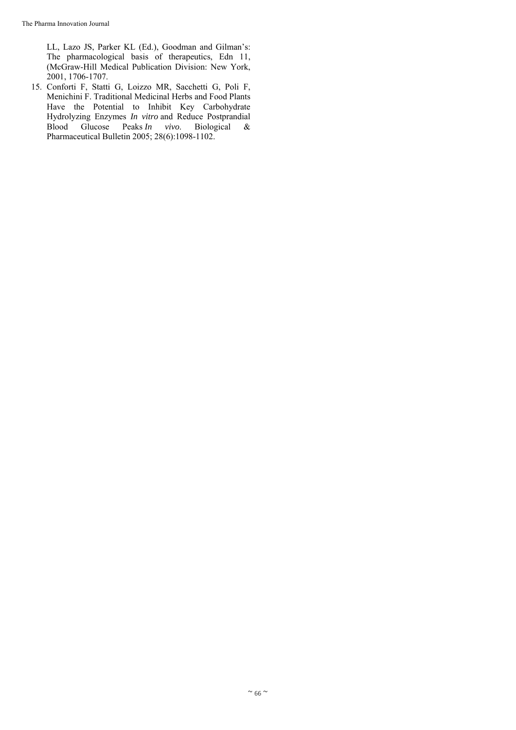LL, Lazo JS, Parker KL (Ed.), Goodman and Gilman's: The pharmacological basis of therapeutics, Edn 11, (McGraw-Hill Medical Publication Division: New York, 2001, 1706-1707.

15. Conforti F, Statti G, Loizzo MR, Sacchetti G, Poli F, Menichini F. Traditional Medicinal Herbs and Food Plants Have the Potential to Inhibit Key Carbohydrate Hydrolyzing Enzymes *In vitro* and Reduce Postprandial Blood Glucose Peaks *In vivo*. Biological & Pharmaceutical Bulletin 2005; 28(6):1098-1102.